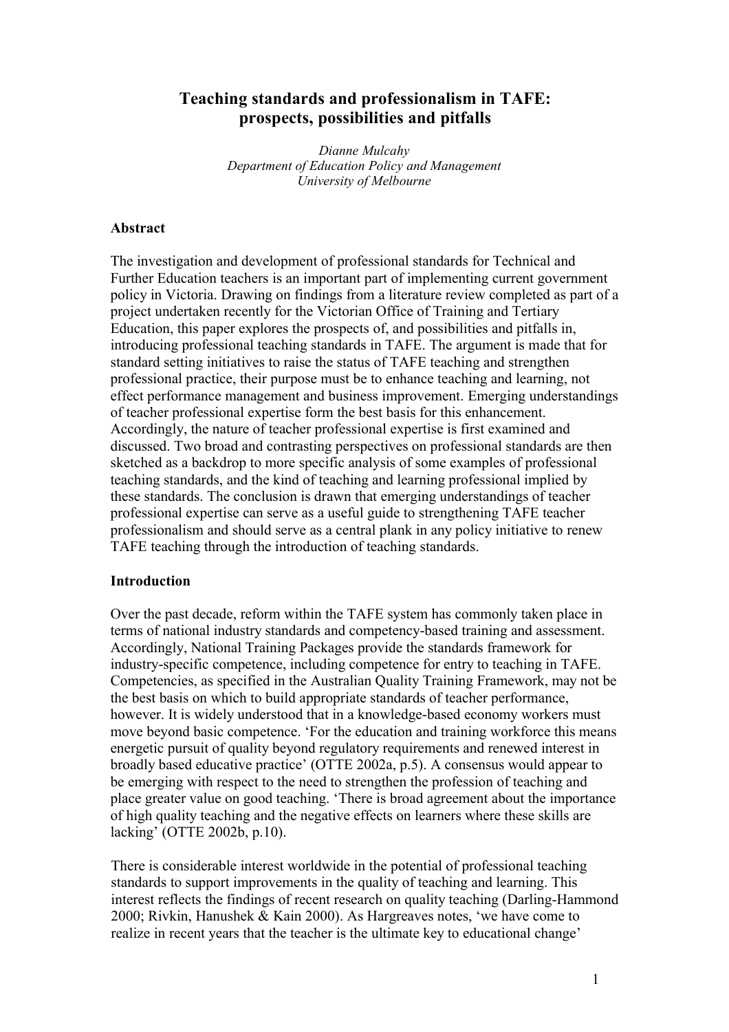# Teaching standards and professionalism in TAFE: prospects, possibilities and pitfalls

*Dianne Mulcahy*
*Department of Education Policy and Management*
*University of Melbourne*

## Abstract

The investigation and development of professional standards for Technical and Further Education teachers is an important part of implementing current government policy in Victoria. Drawing on findings from a literature review completed as part of a project undertaken recently for the Victorian Office of Training and Tertiary Education, this paper explores the prospects of, and possibilities and pitfalls in, introducing professional teaching standards in TAFE. The argument is made that for standard setting initiatives to raise the status of TAFE teaching and strengthen professional practice, their purpose must be to enhance teaching and learning, not effect performance management and business improvement. Emerging understandings of teacher professional expertise form the best basis for this enhancement. Accordingly, the nature of teacher professional expertise is first examined and discussed. Two broad and contrasting perspectives on professional standards are then sketched as a backdrop to more specific analysis of some examples of professional teaching standards, and the kind of teaching and learning professional implied by these standards. The conclusion is drawn that emerging understandings of teacher professional expertise can serve as a useful guide to strengthening TAFE teacher professionalism and should serve as a central plank in any policy initiative to renew TAFE teaching through the introduction of teaching standards.

## Introduction

Over the past decade, reform within the TAFE system has commonly taken place in terms of national industry standards and competency-based training and assessment. Accordingly, National Training Packages provide the standards framework for industry-specific competence, including competence for entry to teaching in TAFE. Competencies, as specified in the Australian Quality Training Framework, may not be the best basis on which to build appropriate standards of teacher performance, however. It is widely understood that in a knowledge-based economy workers must move beyond basic competence. 'For the education and training workforce this means energetic pursuit of quality beyond regulatory requirements and renewed interest in broadly based educative practice' (OTTE 2002a, p.5). A consensus would appear to be emerging with respect to the need to strengthen the profession of teaching and place greater value on good teaching. 'There is broad agreement about the importance of high quality teaching and the negative effects on learners where these skills are lacking' (OTTE 2002b, p.10).

There is considerable interest worldwide in the potential of professional teaching standards to support improvements in the quality of teaching and learning. This interest reflects the findings of recent research on quality teaching (Darling-Hammond 2000; Rivkin, Hanushek & Kain 2000). As Hargreaves notes, 'we have come to realize in recent years that the teacher is the ultimate key to educational change'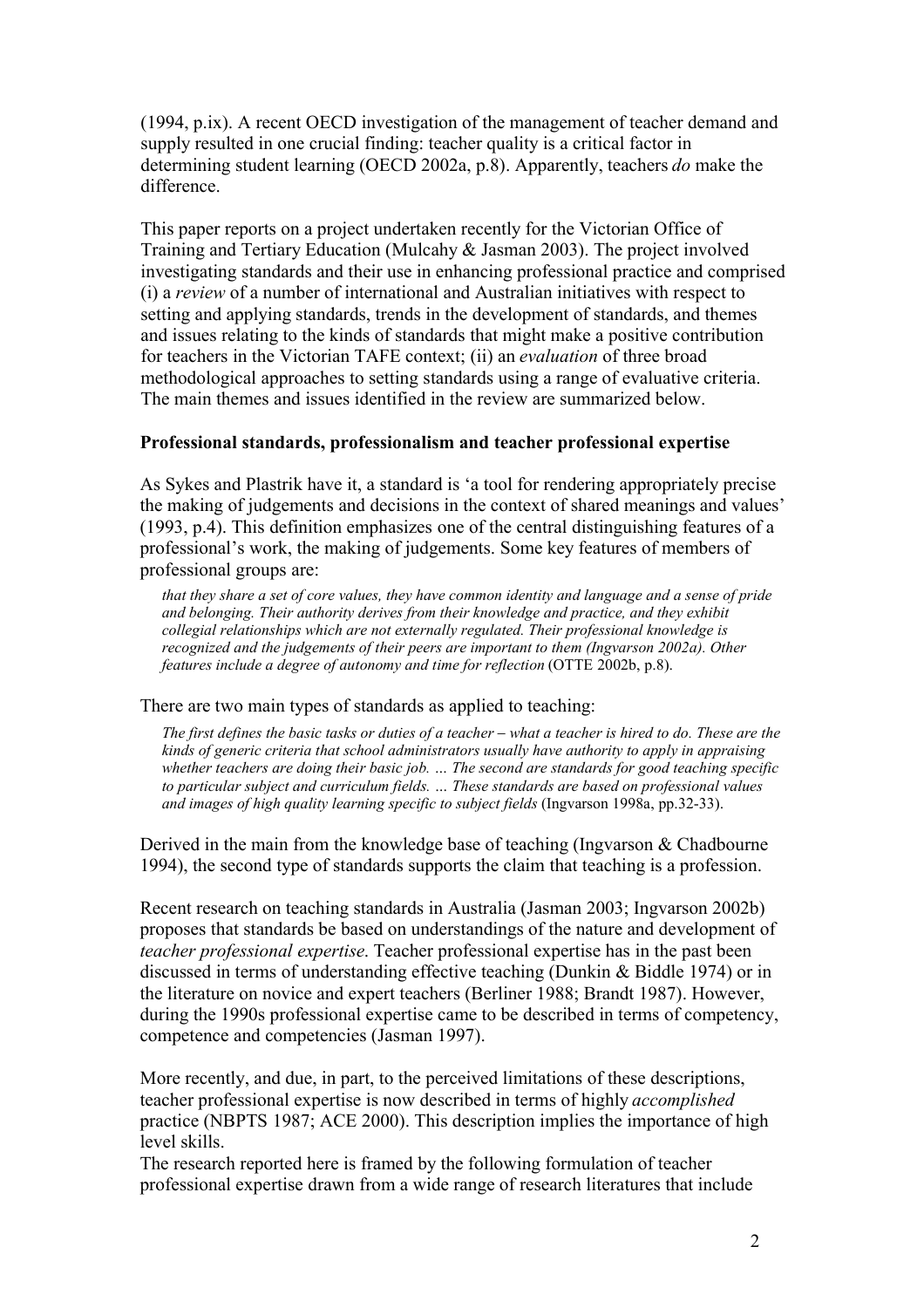(1994, p.ix). A recent OECD investigation of the management of teacher demand and supply resulted in one crucial finding: teacher quality is a critical factor in determining student learning (OECD 2002a, p.8). Apparently, teachers *do* make the difference.

This paper reports on a project undertaken recently for the Victorian Office of Training and Tertiary Education (Mulcahy & Jasman 2003). The project involved investigating standards and their use in enhancing professional practice and comprised (i) a *review* of a number of international and Australian initiatives with respect to setting and applying standards, trends in the development of standards, and themes and issues relating to the kinds of standards that might make a positive contribution for teachers in the Victorian TAFE context; (ii) an *evaluation* of three broad methodological approaches to setting standards using a range of evaluative criteria. The main themes and issues identified in the review are summarized below.

**Professional standards, professionalism and teacher professional expertise**

As Sykes and Plastrik have it, a standard is 'a tool for rendering appropriately precise the making of judgements and decisions in the context of shared meanings and values' (1993, p.4). This definition emphasizes one of the central distinguishing features of a professional's work, the making of judgements. Some key features of members of professional groups are:

> *that they share a set of core values, they have common identity and language and a sense of pride and belonging. Their authority derives from their knowledge and practice, and they exhibit collegial relationships which are not externally regulated. Their professional knowledge is recognized and the judgements of their peers are important to them (Ingvarson 2002a). Other features include a degree of autonomy and time for reflection* (OTTE 2002b, p.8).

There are two main types of standards as applied to teaching:

> *The first defines the basic tasks or duties of a teacher – what a teacher is hired to do. These are the kinds of generic criteria that school administrators usually have authority to apply in appraising whether teachers are doing their basic job. … The second are standards for good teaching specific to particular subject and curriculum fields. … These standards are based on professional values and images of high quality learning specific to subject fields* (Ingvarson 1998a, pp.32-33).

Derived in the main from the knowledge base of teaching (Ingvarson & Chadbourne 1994), the second type of standards supports the claim that teaching is a profession.

Recent research on teaching standards in Australia (Jasman 2003; Ingvarson 2002b) proposes that standards be based on understandings of the nature and development of *teacher professional expertise*. Teacher professional expertise has in the past been discussed in terms of understanding effective teaching (Dunkin & Biddle 1974) or in the literature on novice and expert teachers (Berliner 1988; Brandt 1987). However, during the 1990s professional expertise came to be described in terms of competency, competence and competencies (Jasman 1997).

More recently, and due, in part, to the perceived limitations of these descriptions, teacher professional expertise is now described in terms of highly *accomplished* practice (NBPTS 1987; ACE 2000). This description implies the importance of high level skills.

The research reported here is framed by the following formulation of teacher professional expertise drawn from a wide range of research literatures that include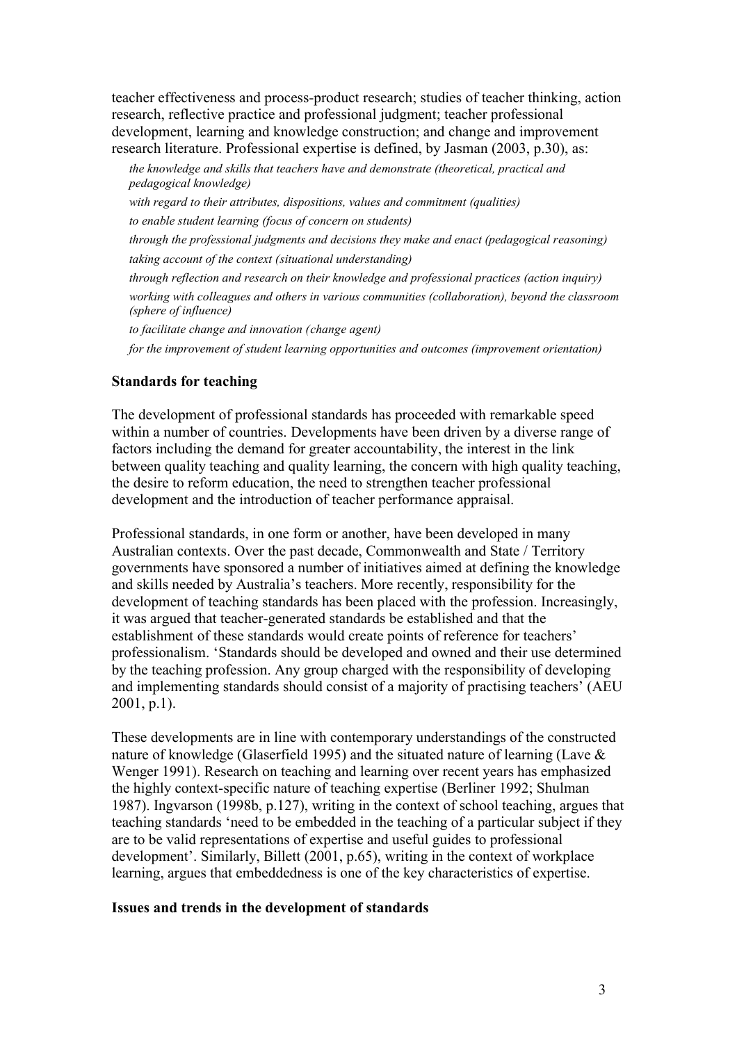teacher effectiveness and process-product research; studies of teacher thinking, action research, reflective practice and professional judgment; teacher professional development, learning and knowledge construction; and change and improvement research literature. Professional expertise is defined, by Jasman (2003, p.30), as:

> *the knowledge and skills that teachers have and demonstrate (theoretical, practical and pedagogical knowledge)*
>
> *with regard to their attributes, dispositions, values and commitment (qualities)*
>
> *to enable student learning (focus of concern on students)*
>
> *through the professional judgments and decisions they make and enact (pedagogical reasoning)*
>
> *taking account of the context (situational understanding)*
>
> *through reflection and research on their knowledge and professional practices (action inquiry)*
>
> *working with colleagues and others in various communities (collaboration), beyond the classroom (sphere of influence)*
>
> *to facilitate change and innovation (change agent)*
>
> *for the improvement of student learning opportunities and outcomes (improvement orientation)*

**Standards for teaching**

The development of professional standards has proceeded with remarkable speed within a number of countries. Developments have been driven by a diverse range of factors including the demand for greater accountability, the interest in the link between quality teaching and quality learning, the concern with high quality teaching, the desire to reform education, the need to strengthen teacher professional development and the introduction of teacher performance appraisal.

Professional standards, in one form or another, have been developed in many Australian contexts. Over the past decade, Commonwealth and State / Territory governments have sponsored a number of initiatives aimed at defining the knowledge and skills needed by Australia's teachers. More recently, responsibility for the development of teaching standards has been placed with the profession. Increasingly, it was argued that teacher-generated standards be established and that the establishment of these standards would create points of reference for teachers' professionalism. 'Standards should be developed and owned and their use determined by the teaching profession. Any group charged with the responsibility of developing and implementing standards should consist of a majority of practising teachers' (AEU 2001, p.1).

These developments are in line with contemporary understandings of the constructed nature of knowledge (Glaserfield 1995) and the situated nature of learning (Lave & Wenger 1991). Research on teaching and learning over recent years has emphasized the highly context-specific nature of teaching expertise (Berliner 1992; Shulman 1987). Ingvarson (1998b, p.127), writing in the context of school teaching, argues that teaching standards 'need to be embedded in the teaching of a particular subject if they are to be valid representations of expertise and useful guides to professional development'. Similarly, Billett (2001, p.65), writing in the context of workplace learning, argues that embeddedness is one of the key characteristics of expertise.

**Issues and trends in the development of standards**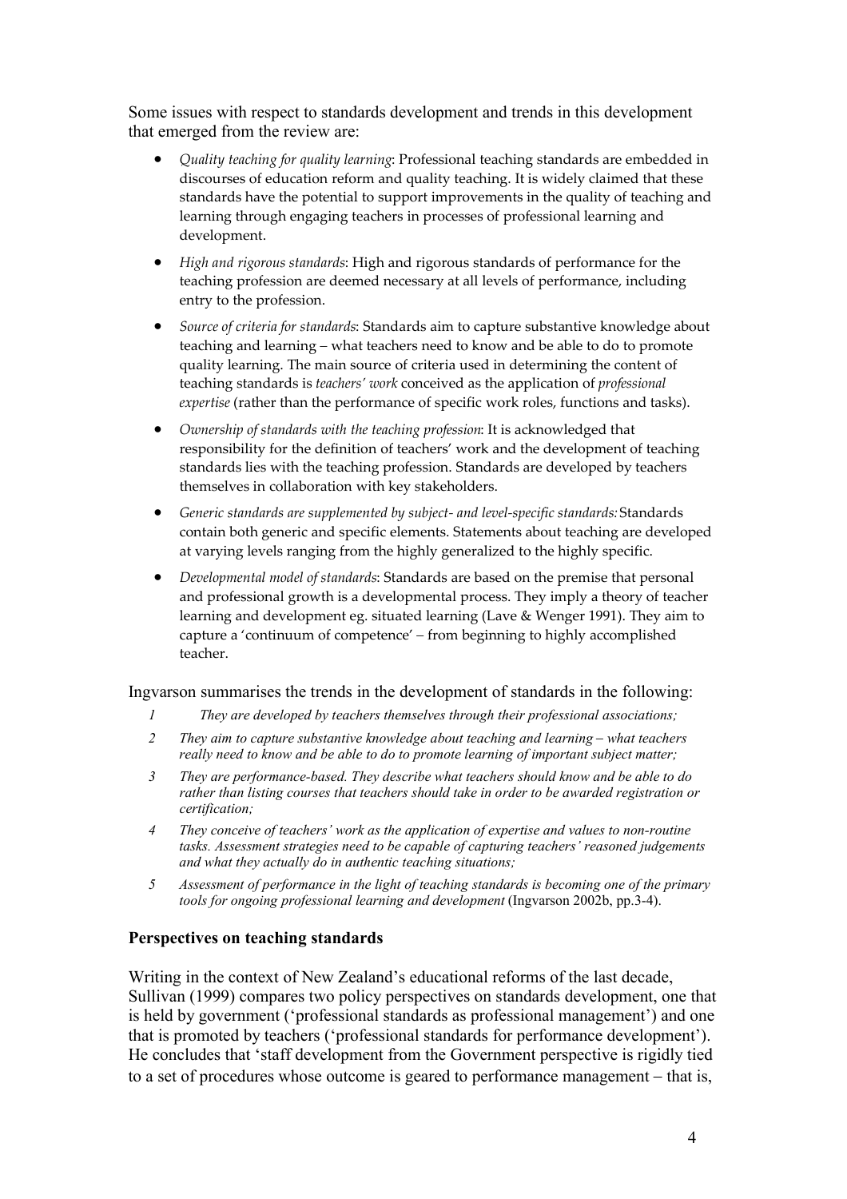Some issues with respect to standards development and trends in this development that emerged from the review are:

- *Quality teaching for quality learning*: Professional teaching standards are embedded in discourses of education reform and quality teaching. It is widely claimed that these standards have the potential to support improvements in the quality of teaching and learning through engaging teachers in processes of professional learning and development.
- *High and rigorous standards*: High and rigorous standards of performance for the teaching profession are deemed necessary at all levels of performance, including entry to the profession.
- *Source of criteria for standards*: Standards aim to capture substantive knowledge about teaching and learning – what teachers need to know and be able to do to promote quality learning. The main source of criteria used in determining the content of teaching standards is *teachers' work* conceived as the application of *professional expertise* (rather than the performance of specific work roles, functions and tasks).
- *Ownership of standards with the teaching profession*: It is acknowledged that responsibility for the definition of teachers' work and the development of teaching standards lies with the teaching profession. Standards are developed by teachers themselves in collaboration with key stakeholders.
- *Generic standards are supplemented by subject- and level-specific standards:* Standards contain both generic and specific elements. Statements about teaching are developed at varying levels ranging from the highly generalized to the highly specific.
- *Developmental model of standards*: Standards are based on the premise that personal and professional growth is a developmental process. They imply a theory of teacher learning and development eg. situated learning (Lave & Wenger 1991). They aim to capture a 'continuum of competence' – from beginning to highly accomplished teacher.

Ingvarson summarises the trends in the development of standards in the following:

1. *They are developed by teachers themselves through their professional associations;*
2. *They aim to capture substantive knowledge about teaching and learning – what teachers really need to know and be able to do to promote learning of important subject matter;*
3. *They are performance-based. They describe what teachers should know and be able to do rather than listing courses that teachers should take in order to be awarded registration or certification;*
4. *They conceive of teachers' work as the application of expertise and values to non-routine tasks. Assessment strategies need to be capable of capturing teachers' reasoned judgements and what they actually do in authentic teaching situations;*
5. *Assessment of performance in the light of teaching standards is becoming one of the primary tools for ongoing professional learning and development* (Ingvarson 2002b, pp.3-4).

### Perspectives on teaching standards

Writing in the context of New Zealand's educational reforms of the last decade, Sullivan (1999) compares two policy perspectives on standards development, one that is held by government ('professional standards as professional management') and one that is promoted by teachers ('professional standards for performance development'). He concludes that 'staff development from the Government perspective is rigidly tied to a set of procedures whose outcome is geared to performance management – that is,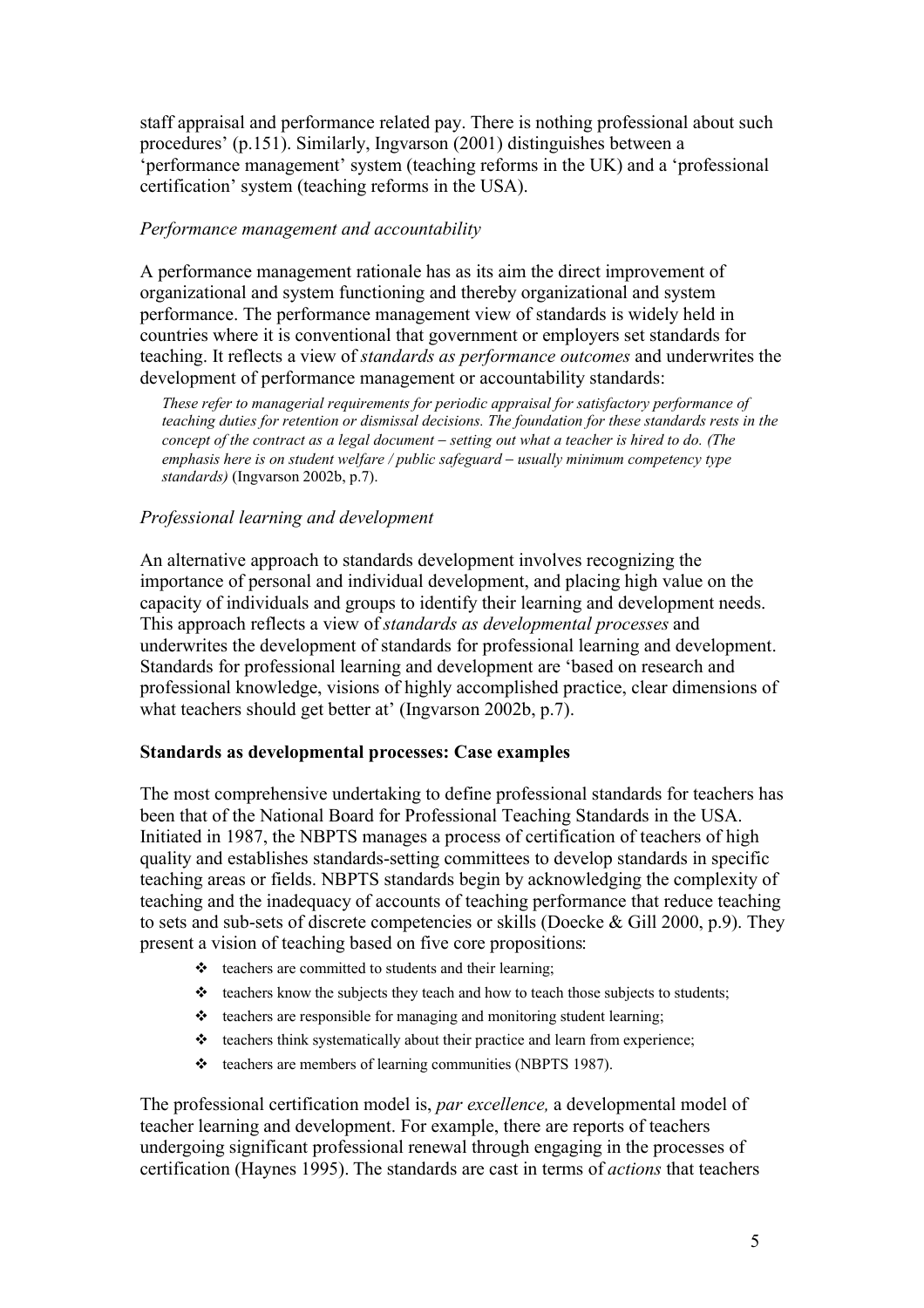staff appraisal and performance related pay. There is nothing professional about such procedures' (p.151). Similarly, Ingvarson (2001) distinguishes between a 'performance management' system (teaching reforms in the UK) and a 'professional certification' system (teaching reforms in the USA).

### *Performance management and accountability*

A performance management rationale has as its aim the direct improvement of organizational and system functioning and thereby organizational and system performance. The performance management view of standards is widely held in countries where it is conventional that government or employers set standards for teaching. It reflects a view of *standards as performance outcomes* and underwrites the development of performance management or accountability standards:

> *These refer to managerial requirements for periodic appraisal for satisfactory performance of teaching duties for retention or dismissal decisions. The foundation for these standards rests in the concept of the contract as a legal document – setting out what a teacher is hired to do. (The emphasis here is on student welfare / public safeguard – usually minimum competency type standards)* (Ingvarson 2002b, p.7).

### *Professional learning and development*

An alternative approach to standards development involves recognizing the importance of personal and individual development, and placing high value on the capacity of individuals and groups to identify their learning and development needs. This approach reflects a view of *standards as developmental processes* and underwrites the development of standards for professional learning and development. Standards for professional learning and development are 'based on research and professional knowledge, visions of highly accomplished practice, clear dimensions of what teachers should get better at' (Ingvarson 2002b, p.7).

## **Standards as developmental processes: Case examples**

The most comprehensive undertaking to define professional standards for teachers has been that of the National Board for Professional Teaching Standards in the USA. Initiated in 1987, the NBPTS manages a process of certification of teachers of high quality and establishes standards-setting committees to develop standards in specific teaching areas or fields. NBPTS standards begin by acknowledging the complexity of teaching and the inadequacy of accounts of teaching performance that reduce teaching to sets and sub-sets of discrete competencies or skills (Doecke & Gill 2000, p.9). They present a vision of teaching based on five core propositions:

- teachers are committed to students and their learning;
- teachers know the subjects they teach and how to teach those subjects to students;
- teachers are responsible for managing and monitoring student learning;
- teachers think systematically about their practice and learn from experience;
- teachers are members of learning communities (NBPTS 1987).

The professional certification model is, *par excellence,* a developmental model of teacher learning and development. For example, there are reports of teachers undergoing significant professional renewal through engaging in the processes of certification (Haynes 1995). The standards are cast in terms of *actions* that teachers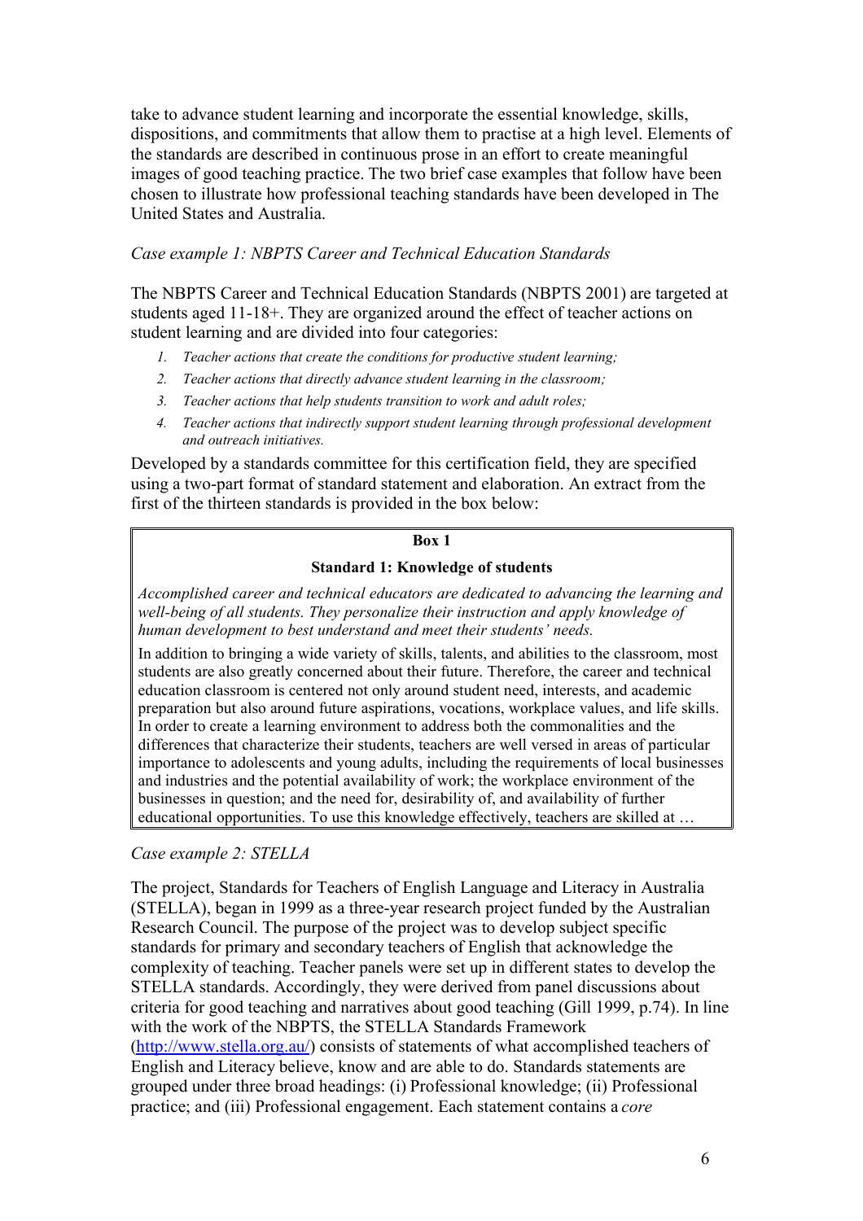take to advance student learning and incorporate the essential knowledge, skills, dispositions, and commitments that allow them to practise at a high level. Elements of the standards are described in continuous prose in an effort to create meaningful images of good teaching practice. The two brief case examples that follow have been chosen to illustrate how professional teaching standards have been developed in The United States and Australia.

*Case example 1: NBPTS Career and Technical Education Standards*

The NBPTS Career and Technical Education Standards (NBPTS 2001) are targeted at students aged 11-18+. They are organized around the effect of teacher actions on student learning and are divided into four categories:

1. *Teacher actions that create the conditions for productive student learning;*
2. *Teacher actions that directly advance student learning in the classroom;*
3. *Teacher actions that help students transition to work and adult roles;*
4. *Teacher actions that indirectly support student learning through professional development and outreach initiatives.*

Developed by a standards committee for this certification field, they are specified using a two-part format of standard statement and elaboration. An extract from the first of the thirteen standards is provided in the box below:

> **Box 1**
>
> **Standard 1: Knowledge of students**
>
> *Accomplished career and technical educators are dedicated to advancing the learning and well-being of all students. They personalize their instruction and apply knowledge of human development to best understand and meet their students' needs.*
>
> In addition to bringing a wide variety of skills, talents, and abilities to the classroom, most students are also greatly concerned about their future. Therefore, the career and technical education classroom is centered not only around student need, interests, and academic preparation but also around future aspirations, vocations, workplace values, and life skills. In order to create a learning environment to address both the commonalities and the differences that characterize their students, teachers are well versed in areas of particular importance to adolescents and young adults, including the requirements of local businesses and industries and the potential availability of work; the workplace environment of the businesses in question; and the need for, desirability of, and availability of further educational opportunities. To use this knowledge effectively, teachers are skilled at …

*Case example 2: STELLA*

The project, Standards for Teachers of English Language and Literacy in Australia (STELLA), began in 1999 as a three-year research project funded by the Australian Research Council. The purpose of the project was to develop subject specific standards for primary and secondary teachers of English that acknowledge the complexity of teaching. Teacher panels were set up in different states to develop the STELLA standards. Accordingly, they were derived from panel discussions about criteria for good teaching and narratives about good teaching (Gill 1999, p.74). In line with the work of the NBPTS, the STELLA Standards Framework (http://www.stella.org.au/) consists of statements of what accomplished teachers of English and Literacy believe, know and are able to do. Standards statements are grouped under three broad headings: (i) Professional knowledge; (ii) Professional practice; and (iii) Professional engagement. Each statement contains a *core*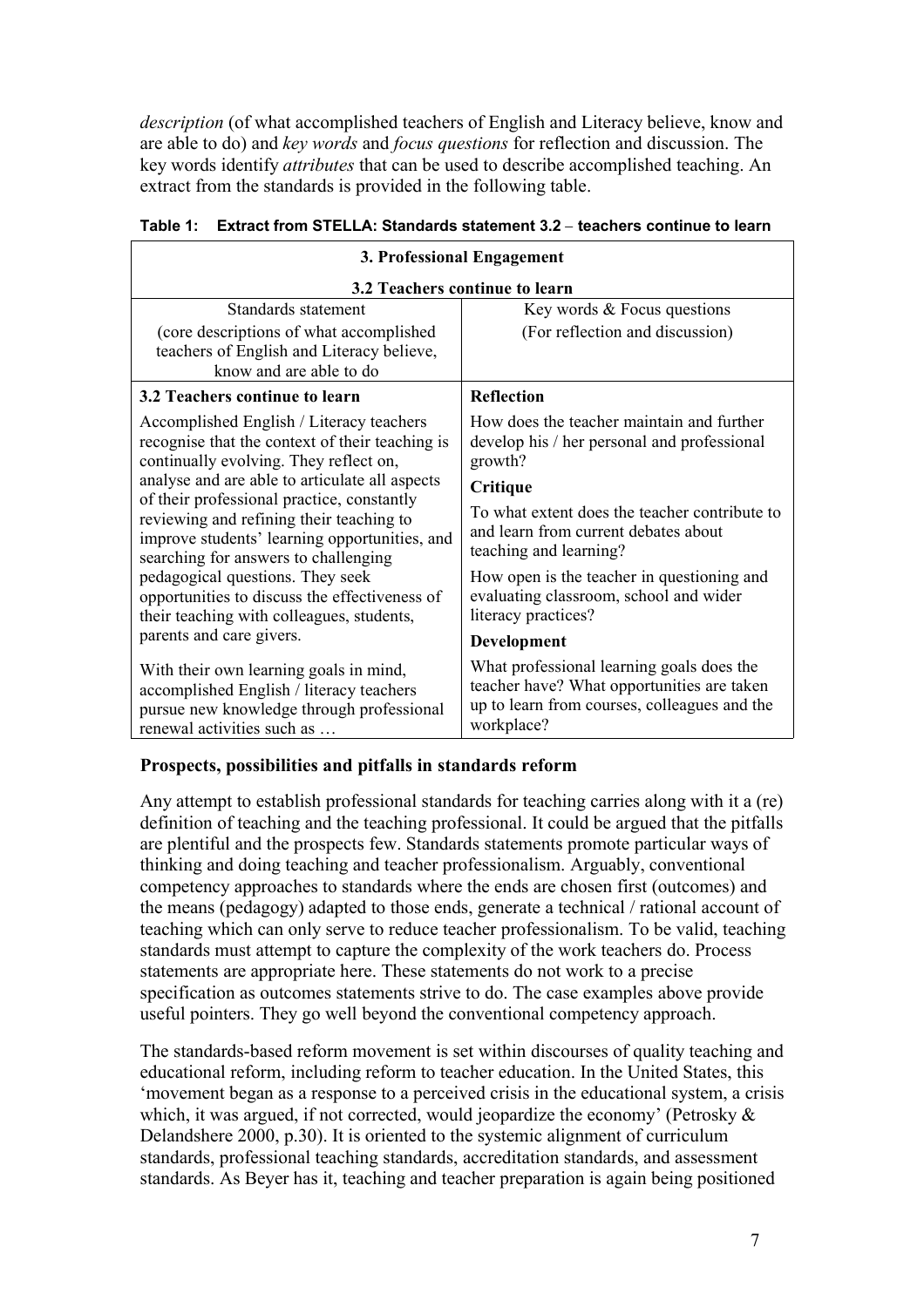*description* (of what accomplished teachers of English and Literacy believe, know and are able to do) and *key words* and *focus questions* for reflection and discussion. The key words identify *attributes* that can be used to describe accomplished teaching. An extract from the standards is provided in the following table.

**Table 1: Extract from STELLA: Standards statement 3.2 – teachers continue to learn**

| **3. Professional Engagement**<br>**3.2 Teachers continue to learn** | |
|---|---|
| Standards statement<br>(core descriptions of what accomplished teachers of English and Literacy believe, know and are able to do | Key words & Focus questions<br>(For reflection and discussion) |
| **3.2 Teachers continue to learn**<br><br>Accomplished English / Literacy teachers recognise that the context of their teaching is continually evolving. They reflect on, analyse and are able to articulate all aspects of their professional practice, constantly reviewing and refining their teaching to improve students' learning opportunities, and searching for answers to challenging pedagogical questions. They seek opportunities to discuss the effectiveness of their teaching with colleagues, students, parents and care givers.<br><br>With their own learning goals in mind, accomplished English / literacy teachers pursue new knowledge through professional renewal activities such as … | **Reflection**<br>How does the teacher maintain and further develop his / her personal and professional growth?<br>**Critique**<br>To what extent does the teacher contribute to and learn from current debates about teaching and learning?<br>How open is the teacher in questioning and evaluating classroom, school and wider literacy practices?<br>**Development**<br>What professional learning goals does the teacher have? What opportunities are taken up to learn from courses, colleagues and the workplace? |

### Prospects, possibilities and pitfalls in standards reform

Any attempt to establish professional standards for teaching carries along with it a (re) definition of teaching and the teaching professional. It could be argued that the pitfalls are plentiful and the prospects few. Standards statements promote particular ways of thinking and doing teaching and teacher professionalism. Arguably, conventional competency approaches to standards where the ends are chosen first (outcomes) and the means (pedagogy) adapted to those ends, generate a technical / rational account of teaching which can only serve to reduce teacher professionalism. To be valid, teaching standards must attempt to capture the complexity of the work teachers do. Process statements are appropriate here. These statements do not work to a precise specification as outcomes statements strive to do. The case examples above provide useful pointers. They go well beyond the conventional competency approach.

The standards-based reform movement is set within discourses of quality teaching and educational reform, including reform to teacher education. In the United States, this 'movement began as a response to a perceived crisis in the educational system, a crisis which, it was argued, if not corrected, would jeopardize the economy' (Petrosky & Delandshere 2000, p.30). It is oriented to the systemic alignment of curriculum standards, professional teaching standards, accreditation standards, and assessment standards. As Beyer has it, teaching and teacher preparation is again being positioned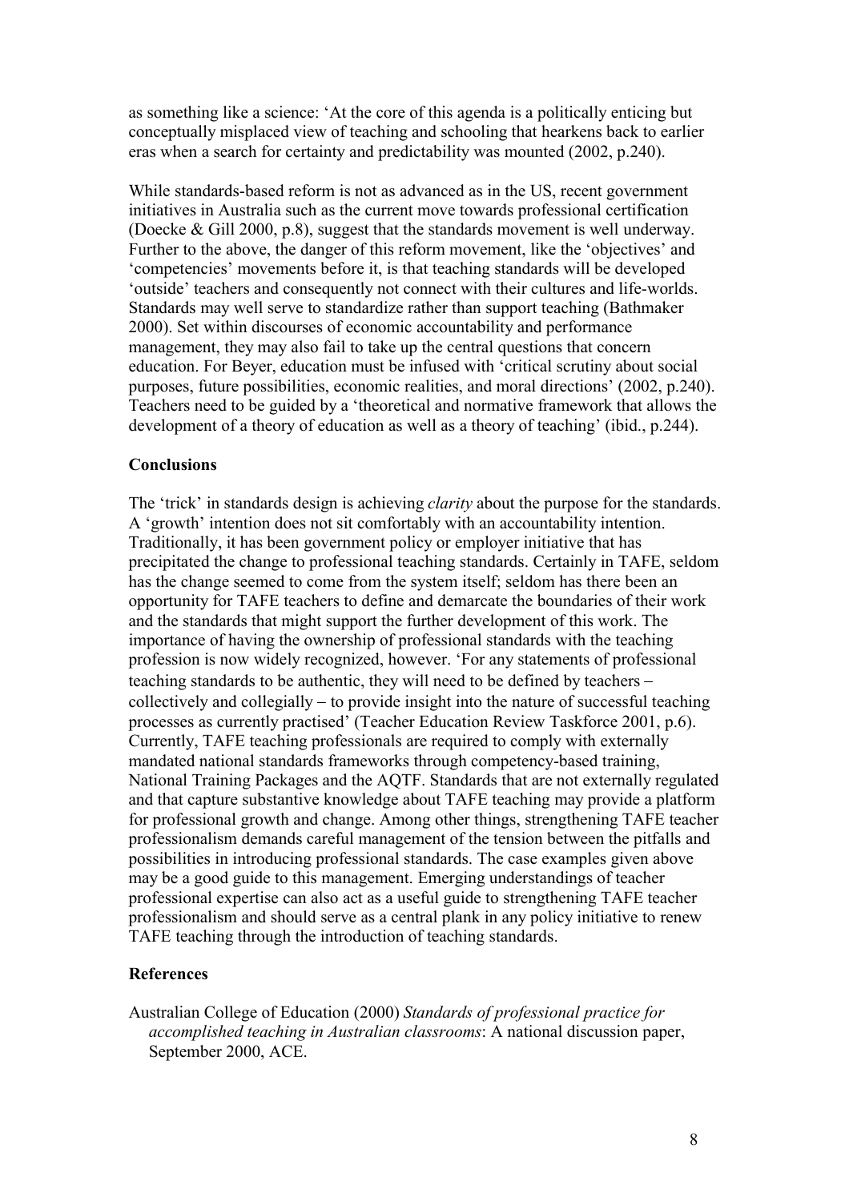as something like a science: 'At the core of this agenda is a politically enticing but conceptually misplaced view of teaching and schooling that hearkens back to earlier eras when a search for certainty and predictability was mounted (2002, p.240).

While standards-based reform is not as advanced as in the US, recent government initiatives in Australia such as the current move towards professional certification (Doecke & Gill 2000, p.8), suggest that the standards movement is well underway. Further to the above, the danger of this reform movement, like the 'objectives' and 'competencies' movements before it, is that teaching standards will be developed 'outside' teachers and consequently not connect with their cultures and life-worlds. Standards may well serve to standardize rather than support teaching (Bathmaker 2000). Set within discourses of economic accountability and performance management, they may also fail to take up the central questions that concern education. For Beyer, education must be infused with 'critical scrutiny about social purposes, future possibilities, economic realities, and moral directions' (2002, p.240). Teachers need to be guided by a 'theoretical and normative framework that allows the development of a theory of education as well as a theory of teaching' (ibid., p.244).

### Conclusions

The 'trick' in standards design is achieving *clarity* about the purpose for the standards. A 'growth' intention does not sit comfortably with an accountability intention. Traditionally, it has been government policy or employer initiative that has precipitated the change to professional teaching standards. Certainly in TAFE, seldom has the change seemed to come from the system itself; seldom has there been an opportunity for TAFE teachers to define and demarcate the boundaries of their work and the standards that might support the further development of this work. The importance of having the ownership of professional standards with the teaching profession is now widely recognized, however. 'For any statements of professional teaching standards to be authentic, they will need to be defined by teachers – collectively and collegially – to provide insight into the nature of successful teaching processes as currently practised' (Teacher Education Review Taskforce 2001, p.6). Currently, TAFE teaching professionals are required to comply with externally mandated national standards frameworks through competency-based training, National Training Packages and the AQTF. Standards that are not externally regulated and that capture substantive knowledge about TAFE teaching may provide a platform for professional growth and change. Among other things, strengthening TAFE teacher professionalism demands careful management of the tension between the pitfalls and possibilities in introducing professional standards. The case examples given above may be a good guide to this management. Emerging understandings of teacher professional expertise can also act as a useful guide to strengthening TAFE teacher professionalism and should serve as a central plank in any policy initiative to renew TAFE teaching through the introduction of teaching standards.

### References

Australian College of Education (2000) *Standards of professional practice for accomplished teaching in Australian classrooms*: A national discussion paper, September 2000, ACE.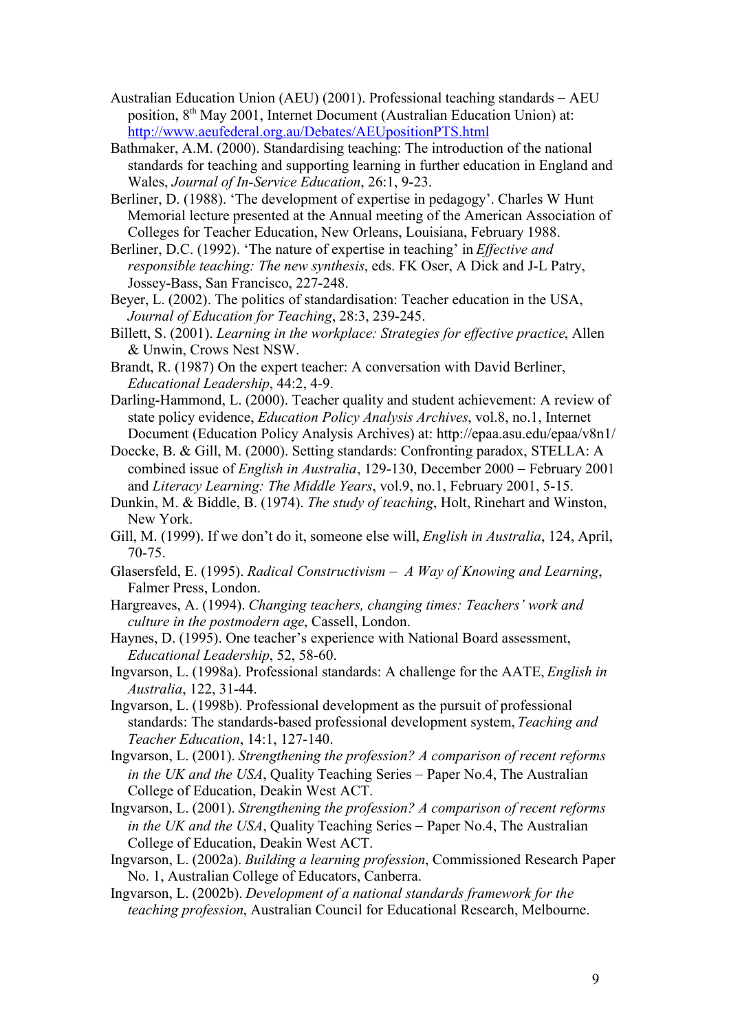Australian Education Union (AEU) (2001). Professional teaching standards – AEU position, 8th May 2001, Internet Document (Australian Education Union) at: http://www.aeufederal.org.au/Debates/AEUpositionPTS.html

Bathmaker, A.M. (2000). Standardising teaching: The introduction of the national standards for teaching and supporting learning in further education in England and Wales, *Journal of In-Service Education*, 26:1, 9-23.

Berliner, D. (1988). 'The development of expertise in pedagogy'. Charles W Hunt Memorial lecture presented at the Annual meeting of the American Association of Colleges for Teacher Education, New Orleans, Louisiana, February 1988.

Berliner, D.C. (1992). 'The nature of expertise in teaching' in *Effective and responsible teaching: The new synthesis*, eds. FK Oser, A Dick and J-L Patry, Jossey-Bass, San Francisco, 227-248.

Beyer, L. (2002). The politics of standardisation: Teacher education in the USA, *Journal of Education for Teaching*, 28:3, 239-245.

Billett, S. (2001). *Learning in the workplace: Strategies for effective practice*, Allen & Unwin, Crows Nest NSW.

Brandt, R. (1987) On the expert teacher: A conversation with David Berliner, *Educational Leadership*, 44:2, 4-9.

Darling-Hammond, L. (2000). Teacher quality and student achievement: A review of state policy evidence, *Education Policy Analysis Archives*, vol.8, no.1, Internet Document (Education Policy Analysis Archives) at: http://epaa.asu.edu/epaa/v8n1/

Doecke, B. & Gill, M. (2000). Setting standards: Confronting paradox, STELLA: A combined issue of *English in Australia*, 129-130, December 2000 – February 2001 and *Literacy Learning: The Middle Years*, vol.9, no.1, February 2001, 5-15.

Dunkin, M. & Biddle, B. (1974). *The study of teaching*, Holt, Rinehart and Winston, New York.

Gill, M. (1999). If we don't do it, someone else will, *English in Australia*, 124, April, 70-75.

Glasersfeld, E. (1995). *Radical Constructivism – A Way of Knowing and Learning*, Falmer Press, London.

Hargreaves, A. (1994). *Changing teachers, changing times: Teachers' work and culture in the postmodern age*, Cassell, London.

Haynes, D. (1995). One teacher's experience with National Board assessment, *Educational Leadership*, 52, 58-60.

Ingvarson, L. (1998a). Professional standards: A challenge for the AATE, *English in Australia*, 122, 31-44.

Ingvarson, L. (1998b). Professional development as the pursuit of professional standards: The standards-based professional development system, *Teaching and Teacher Education*, 14:1, 127-140.

Ingvarson, L. (2001). *Strengthening the profession? A comparison of recent reforms in the UK and the USA*, Quality Teaching Series – Paper No.4, The Australian College of Education, Deakin West ACT.

Ingvarson, L. (2001). *Strengthening the profession? A comparison of recent reforms in the UK and the USA*, Quality Teaching Series – Paper No.4, The Australian College of Education, Deakin West ACT.

Ingvarson, L. (2002a). *Building a learning profession*, Commissioned Research Paper No. 1, Australian College of Educators, Canberra.

Ingvarson, L. (2002b). *Development of a national standards framework for the teaching profession*, Australian Council for Educational Research, Melbourne.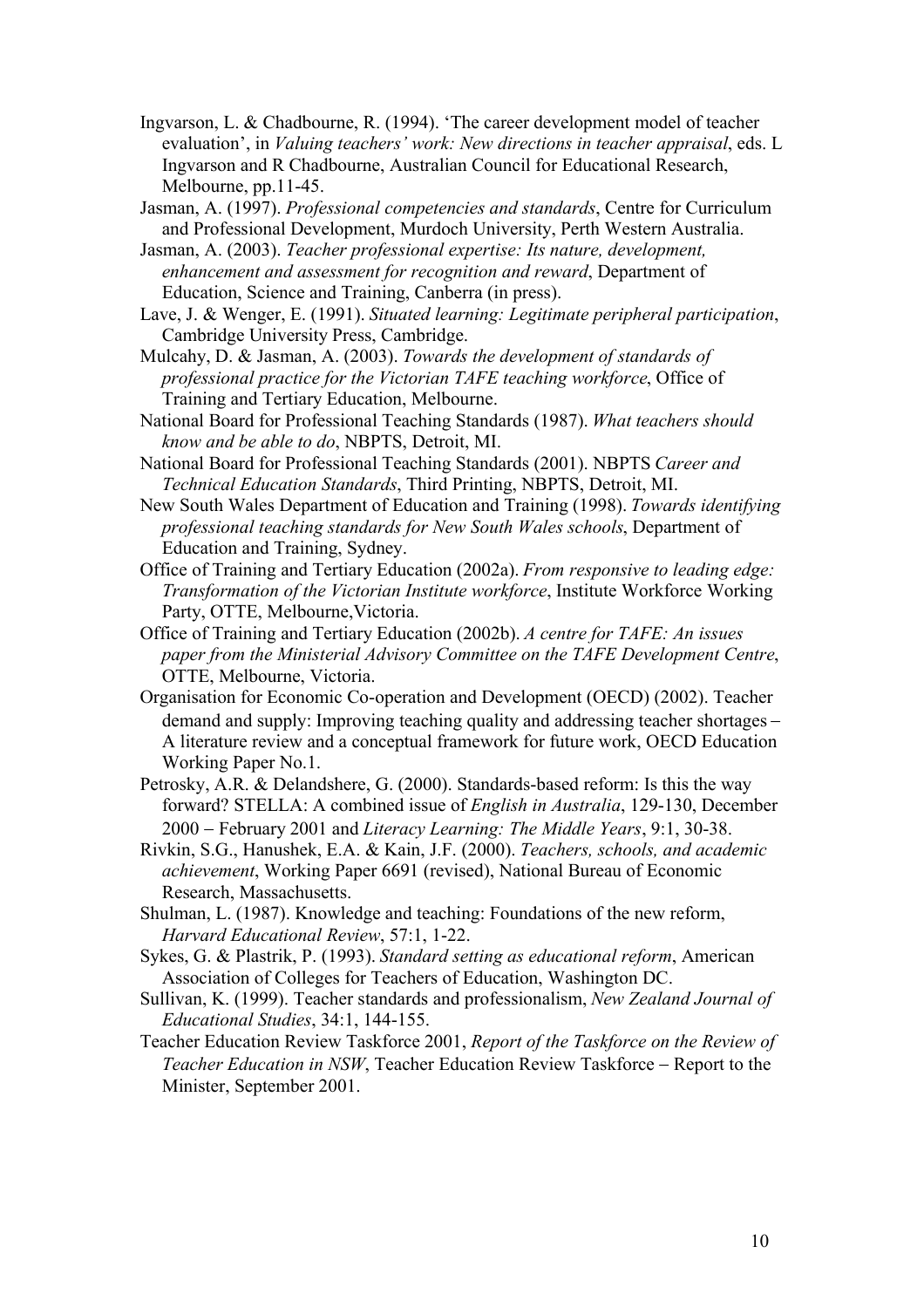Ingvarson, L. & Chadbourne, R. (1994). 'The career development model of teacher evaluation', in *Valuing teachers' work: New directions in teacher appraisal*, eds. L Ingvarson and R Chadbourne, Australian Council for Educational Research, Melbourne, pp.11-45.

Jasman, A. (1997). *Professional competencies and standards*, Centre for Curriculum and Professional Development, Murdoch University, Perth Western Australia.

Jasman, A. (2003). *Teacher professional expertise: Its nature, development, enhancement and assessment for recognition and reward*, Department of Education, Science and Training, Canberra (in press).

Lave, J. & Wenger, E. (1991). *Situated learning: Legitimate peripheral participation*, Cambridge University Press, Cambridge.

Mulcahy, D. & Jasman, A. (2003). *Towards the development of standards of professional practice for the Victorian TAFE teaching workforce*, Office of Training and Tertiary Education, Melbourne.

National Board for Professional Teaching Standards (1987). *What teachers should know and be able to do*, NBPTS, Detroit, MI.

National Board for Professional Teaching Standards (2001). NBPTS *Career and Technical Education Standards*, Third Printing, NBPTS, Detroit, MI.

New South Wales Department of Education and Training (1998). *Towards identifying professional teaching standards for New South Wales schools*, Department of Education and Training, Sydney.

Office of Training and Tertiary Education (2002a). *From responsive to leading edge: Transformation of the Victorian Institute workforce*, Institute Workforce Working Party, OTTE, Melbourne,Victoria.

Office of Training and Tertiary Education (2002b). *A centre for TAFE: An issues paper from the Ministerial Advisory Committee on the TAFE Development Centre*, OTTE, Melbourne, Victoria.

Organisation for Economic Co-operation and Development (OECD) (2002). Teacher demand and supply: Improving teaching quality and addressing teacher shortages – A literature review and a conceptual framework for future work, OECD Education Working Paper No.1.

Petrosky, A.R. & Delandshere, G. (2000). Standards-based reform: Is this the way forward? STELLA: A combined issue of *English in Australia*, 129-130, December 2000 – February 2001 and *Literacy Learning: The Middle Years*, 9:1, 30-38.

Rivkin, S.G., Hanushek, E.A. & Kain, J.F. (2000). *Teachers, schools, and academic achievement*, Working Paper 6691 (revised), National Bureau of Economic Research, Massachusetts.

Shulman, L. (1987). Knowledge and teaching: Foundations of the new reform, *Harvard Educational Review*, 57:1, 1-22.

Sykes, G. & Plastrik, P. (1993). *Standard setting as educational reform*, American Association of Colleges for Teachers of Education, Washington DC.

Sullivan, K. (1999). Teacher standards and professionalism, *New Zealand Journal of Educational Studies*, 34:1, 144-155.

Teacher Education Review Taskforce 2001, *Report of the Taskforce on the Review of Teacher Education in NSW*, Teacher Education Review Taskforce – Report to the Minister, September 2001.